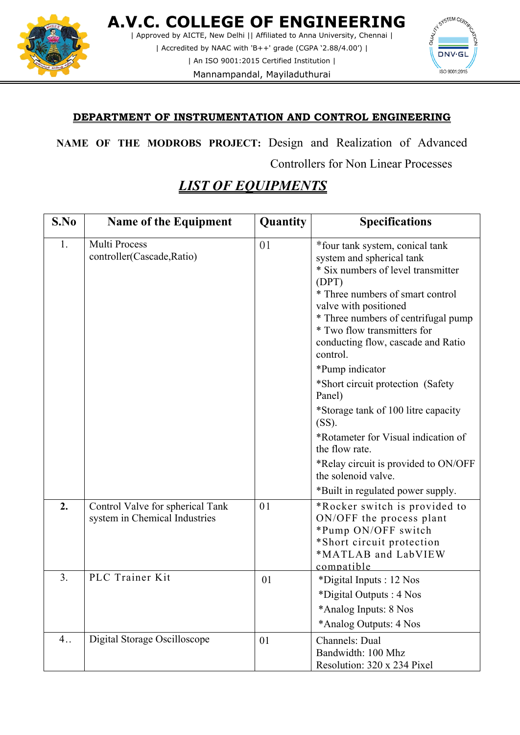# A.V.C. COLLEGE OF ENGINEERING

| Approved by AICTE, New Delhi || Affiliated to Anna University, Chennai |

| Accredited by NAAC with 'B++' grade (CGPA '2.88/4.00') |

| An ISO 9001:2015 Certified Institution |

Mannampandal, Mayiladuthurai

**DEPARTMENT OF INSTRUMENTATION AND CONTROL ENGINEERING**

**NAME OF THE MODROBS PROJECT:** Design and Realization of Advanced Controllers for Non Linear Processes

## *LIST OF EQUIPMENTS*

| S.No | Name of the Equipment | Quantity | Specifications |
|---|---|---|---|
| 1. | Multi Process controller(Cascade,Ratio) | 01 | *four tank system, conical tank system and spherical tank<br>* Six numbers of level transmitter (DPT)<br>* Three numbers of smart control valve with positioned<br>* Three numbers of centrifugal pump<br>* Two flow transmitters for conducting flow, cascade and Ratio control.<br>*Pump indicator<br>*Short circuit protection (Safety Panel)<br>*Storage tank of 100 litre capacity (SS).<br>*Rotameter for Visual indication of the flow rate.<br>*Relay circuit is provided to ON/OFF the solenoid valve.<br>*Built in regulated power supply. |
| **2.** | Control Valve for spherical Tank system in Chemical Industries | 01 | *Rocker switch is provided to ON/OFF the process plant<br>*Pump ON/OFF switch<br>*Short circuit protection<br>*MATLAB and LabVIEW compatible |
| 3. | PLC Trainer Kit | 01 | *Digital Inputs : 12 Nos<br>*Digital Outputs : 4 Nos<br>*Analog Inputs: 8 Nos<br>*Analog Outputs: 4 Nos |
| 4.. | Digital Storage Oscilloscope | 01 | Channels: Dual<br>Bandwidth: 100 Mhz<br>Resolution: 320 x 234 Pixel |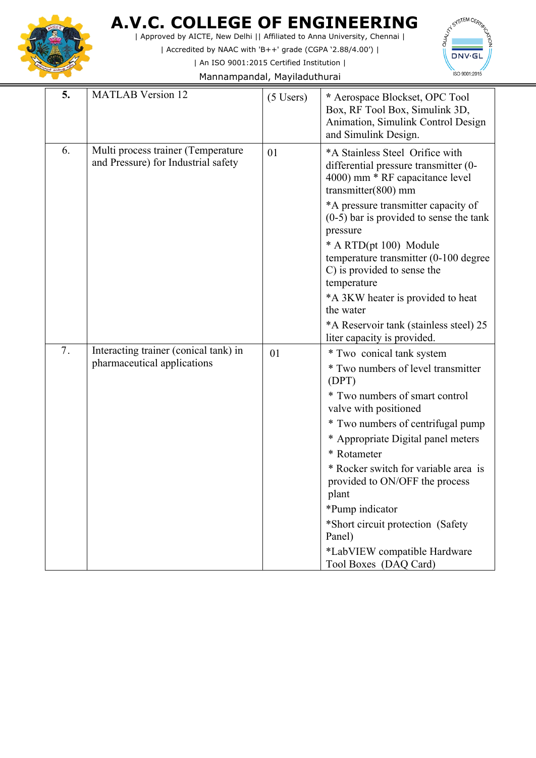| | | | |
|---|---|---|---|
| **5.** | MATLAB Version 12 | (5 Users) | * Aerospace Blockset, OPC Tool Box, RF Tool Box, Simulink 3D, Animation, Simulink Control Design and Simulink Design. |
| 6. | Multi process trainer (Temperature and Pressure) for Industrial safety | 01 | *A Stainless Steel Orifice with differential pressure transmitter (0-4000) mm * RF capacitance level transmitter(800) mm<br>*A pressure transmitter capacity of (0-5) bar is provided to sense the tank pressure<br>* A RTD(pt 100) Module temperature transmitter (0-100 degree C) is provided to sense the temperature<br>*A 3KW heater is provided to heat the water<br>*A Reservoir tank (stainless steel) 25 liter capacity is provided. |
| 7. | Interacting trainer (conical tank) in pharmaceutical applications | 01 | * Two conical tank system<br>* Two numbers of level transmitter (DPT)<br>* Two numbers of smart control valve with positioned<br>* Two numbers of centrifugal pump<br>* Appropriate Digital panel meters<br>* Rotameter<br>* Rocker switch for variable area is provided to ON/OFF the process plant<br>*Pump indicator<br>*Short circuit protection (Safety Panel)<br>*LabVIEW compatible Hardware Tool Boxes (DAQ Card) |